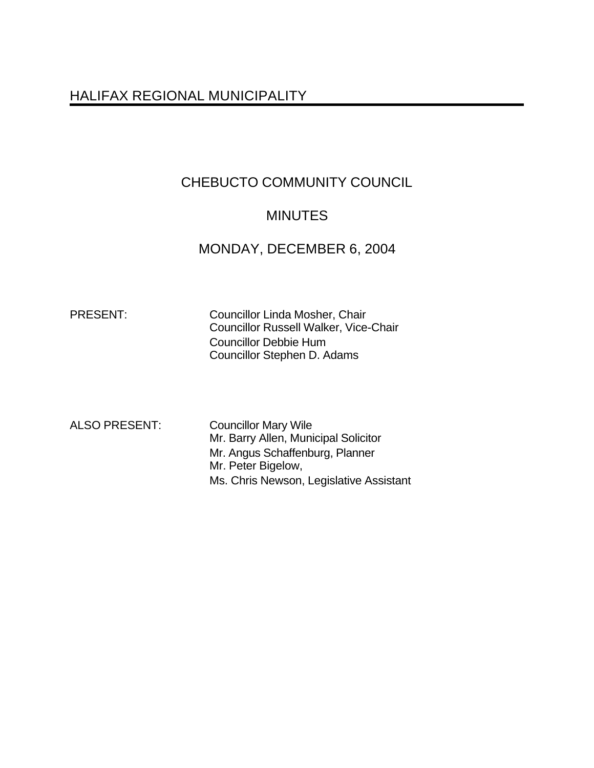# HALIFAX REGIONAL MUNICIPALITY

## CHEBUCTO COMMUNITY COUNCIL

## MINUTES

## MONDAY, DECEMBER 6, 2004

PRESENT: Councillor Linda Mosher, Chair
Councillor Russell Walker, Vice-Chair
Councillor Debbie Hum
Councillor Stephen D. Adams

ALSO PRESENT: Councillor Mary Wile
Mr. Barry Allen, Municipal Solicitor
Mr. Angus Schaffenburg, Planner
Mr. Peter Bigelow,
Ms. Chris Newson, Legislative Assistant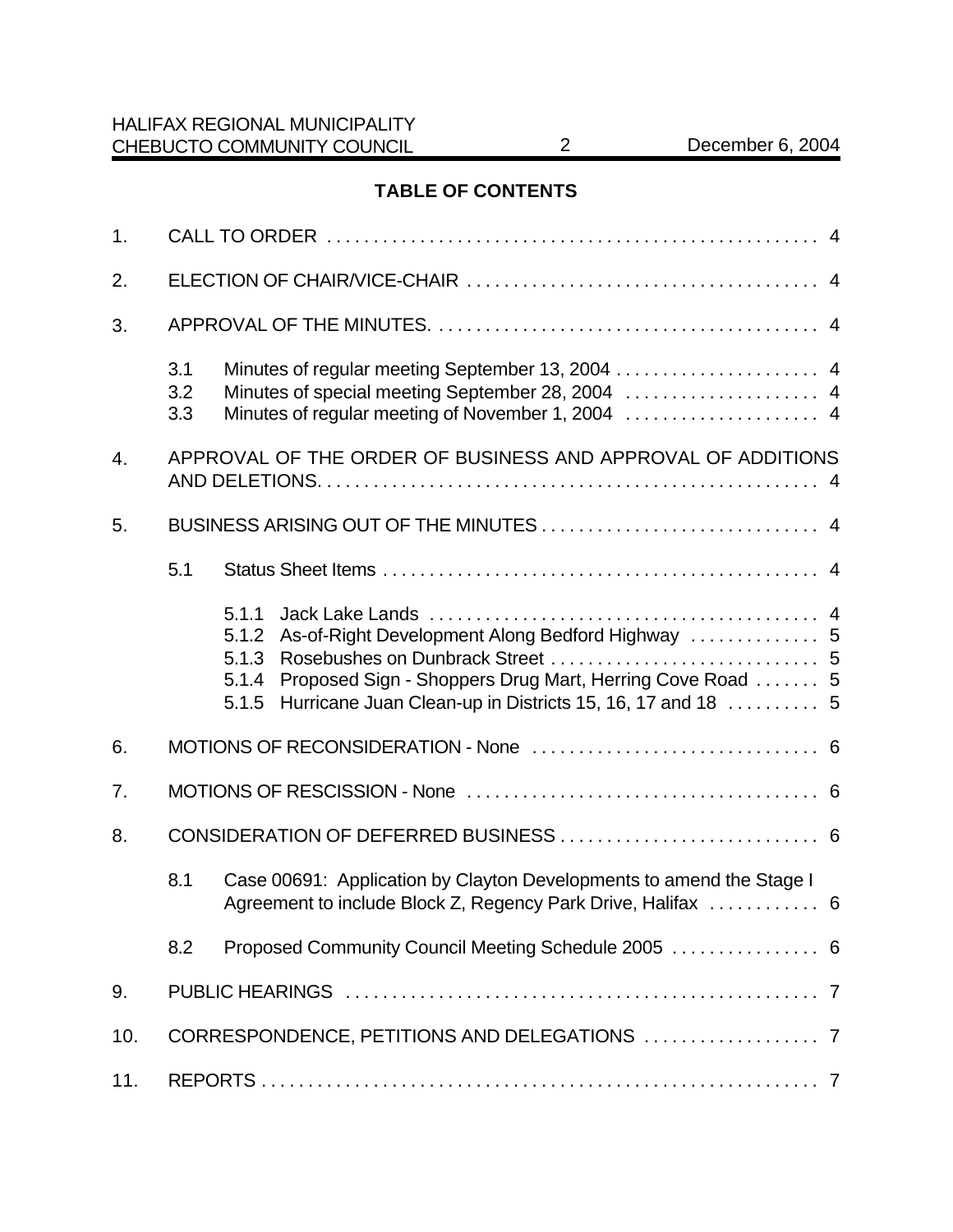## TABLE OF CONTENTS

1. CALL TO ORDER . . . . . . . . . . . . . . . . . . . . . . . . . . . . . . . . . . . . . . . . . . . . . . . . . . . . . 4

2. ELECTION OF CHAIR/VICE-CHAIR . . . . . . . . . . . . . . . . . . . . . . . . . . . . . . . . . . . . . . 4

3. APPROVAL OF THE MINUTES. . . . . . . . . . . . . . . . . . . . . . . . . . . . . . . . . . . . . . . . . 4

   3.1 Minutes of regular meeting September 13, 2004 . . . . . . . . . . . . . . . . . . . . . . 4
   3.2 Minutes of special meeting September 28, 2004 . . . . . . . . . . . . . . . . . . . . . 4
   3.3 Minutes of regular meeting of November 1, 2004 . . . . . . . . . . . . . . . . . . . . . 4

4. APPROVAL OF THE ORDER OF BUSINESS AND APPROVAL OF ADDITIONS AND DELETIONS. . . . . . . . . . . . . . . . . . . . . . . . . . . . . . . . . . . . . . . . . . . . . . . . . . . . . 4

5. BUSINESS ARISING OUT OF THE MINUTES . . . . . . . . . . . . . . . . . . . . . . . . . . . . . . 4

   5.1 Status Sheet Items . . . . . . . . . . . . . . . . . . . . . . . . . . . . . . . . . . . . . . . . . . . . . . . . 4

      5.1.1 Jack Lake Lands . . . . . . . . . . . . . . . . . . . . . . . . . . . . . . . . . . . . . . . . . . 4
      5.1.2 As-of-Right Development Along Bedford Highway . . . . . . . . . . . . . 5
      5.1.3 Rosebushes on Dunbrack Street . . . . . . . . . . . . . . . . . . . . . . . . . . . . 5
      5.1.4 Proposed Sign - Shoppers Drug Mart, Herring Cove Road . . . . . . . 5
      5.1.5 Hurricane Juan Clean-up in Districts 15, 16, 17 and 18 . . . . . . . . . . 5

6. MOTIONS OF RECONSIDERATION - None . . . . . . . . . . . . . . . . . . . . . . . . . . . . . . . 6

7. MOTIONS OF RESCISSION - None . . . . . . . . . . . . . . . . . . . . . . . . . . . . . . . . . . . . . . 6

8. CONSIDERATION OF DEFERRED BUSINESS . . . . . . . . . . . . . . . . . . . . . . . . . . . . 6

   8.1 Case 00691: Application by Clayton Developments to amend the Stage I Agreement to include Block Z, Regency Park Drive, Halifax . . . . . . . . . . . . 6

   8.2 Proposed Community Council Meeting Schedule 2005 . . . . . . . . . . . . . . . . 6

9. PUBLIC HEARINGS . . . . . . . . . . . . . . . . . . . . . . . . . . . . . . . . . . . . . . . . . . . . . . . . . . . 7

10. CORRESPONDENCE, PETITIONS AND DELEGATIONS . . . . . . . . . . . . . . . . . . . 7

11. REPORTS . . . . . . . . . . . . . . . . . . . . . . . . . . . . . . . . . . . . . . . . . . . . . . . . . . . . . . . . . . . 7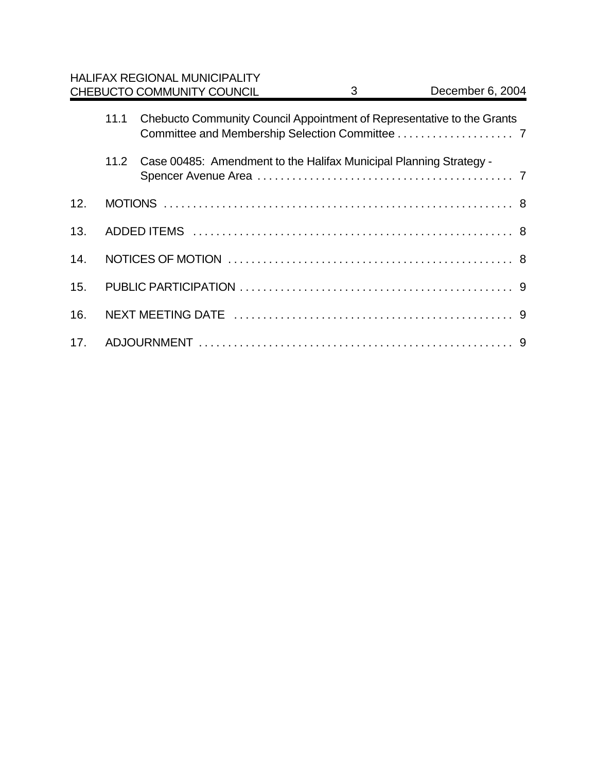11.1 Chebucto Community Council Appointment of Representative to the Grants Committee and Membership Selection Committee . . . . . . . . . . . . . . . . . . . . 7

11.2 Case 00485: Amendment to the Halifax Municipal Planning Strategy - Spencer Avenue Area . . . . . . . . . . . . . . . . . . . . . . . . . . . . . . . . . . . . . . . . . . . 7

12. MOTIONS . . . . . . . . . . . . . . . . . . . . . . . . . . . . . . . . . . . . . . . . . . . . . . . . . . . . . . . . . . . . 8

13. ADDED ITEMS . . . . . . . . . . . . . . . . . . . . . . . . . . . . . . . . . . . . . . . . . . . . . . . . . . . . . . . 8

14. NOTICES OF MOTION . . . . . . . . . . . . . . . . . . . . . . . . . . . . . . . . . . . . . . . . . . . . . . . . . 8

15. PUBLIC PARTICIPATION . . . . . . . . . . . . . . . . . . . . . . . . . . . . . . . . . . . . . . . . . . . . . . . 9

16. NEXT MEETING DATE . . . . . . . . . . . . . . . . . . . . . . . . . . . . . . . . . . . . . . . . . . . . . . . . 9

17. ADJOURNMENT . . . . . . . . . . . . . . . . . . . . . . . . . . . . . . . . . . . . . . . . . . . . . . . . . . . . . . 9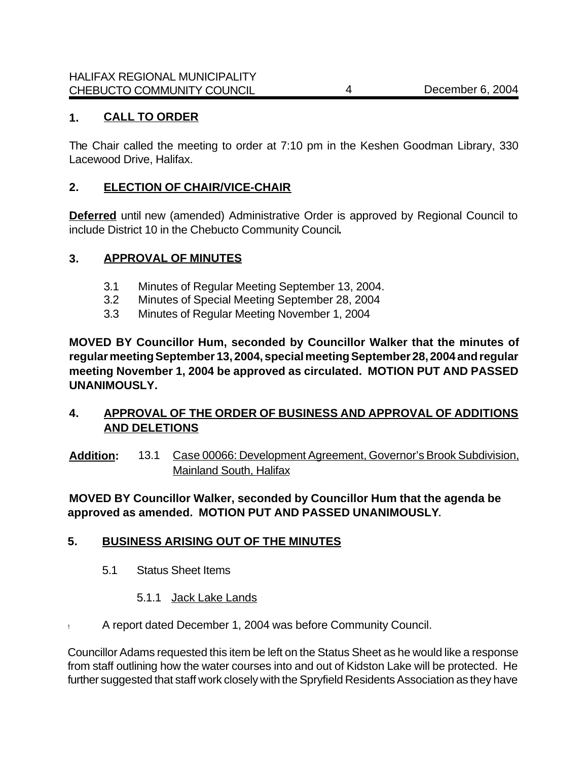## 1. CALL TO ORDER

The Chair called the meeting to order at 7:10 pm in the Keshen Goodman Library, 330 Lacewood Drive, Halifax.

## 2. ELECTION OF CHAIR/VICE-CHAIR

**Deferred** until new (amended) Administrative Order is approved by Regional Council to include District 10 in the Chebucto Community Council**.**

## 3. APPROVAL OF MINUTES

3.1 Minutes of Regular Meeting September 13, 2004.
3.2 Minutes of Special Meeting September 28, 2004
3.3 Minutes of Regular Meeting November 1, 2004

**MOVED BY Councillor Hum, seconded by Councillor Walker that the minutes of regular meeting September 13, 2004, special meeting September 28, 2004 and regular meeting November 1, 2004 be approved as circulated. MOTION PUT AND PASSED UNANIMOUSLY.**

## 4. APPROVAL OF THE ORDER OF BUSINESS AND APPROVAL OF ADDITIONS AND DELETIONS

**Addition:** 13.1 Case 00066: Development Agreement, Governor's Brook Subdivision, Mainland South, Halifax

**MOVED BY Councillor Walker, seconded by Councillor Hum that the agenda be approved as amended. MOTION PUT AND PASSED UNANIMOUSLY**.

## 5. BUSINESS ARISING OUT OF THE MINUTES

5.1 Status Sheet Items

5.1.1 Jack Lake Lands

- A report dated December 1, 2004 was before Community Council.

Councillor Adams requested this item be left on the Status Sheet as he would like a response from staff outlining how the water courses into and out of Kidston Lake will be protected. He further suggested that staff work closely with the Spryfield Residents Association as they have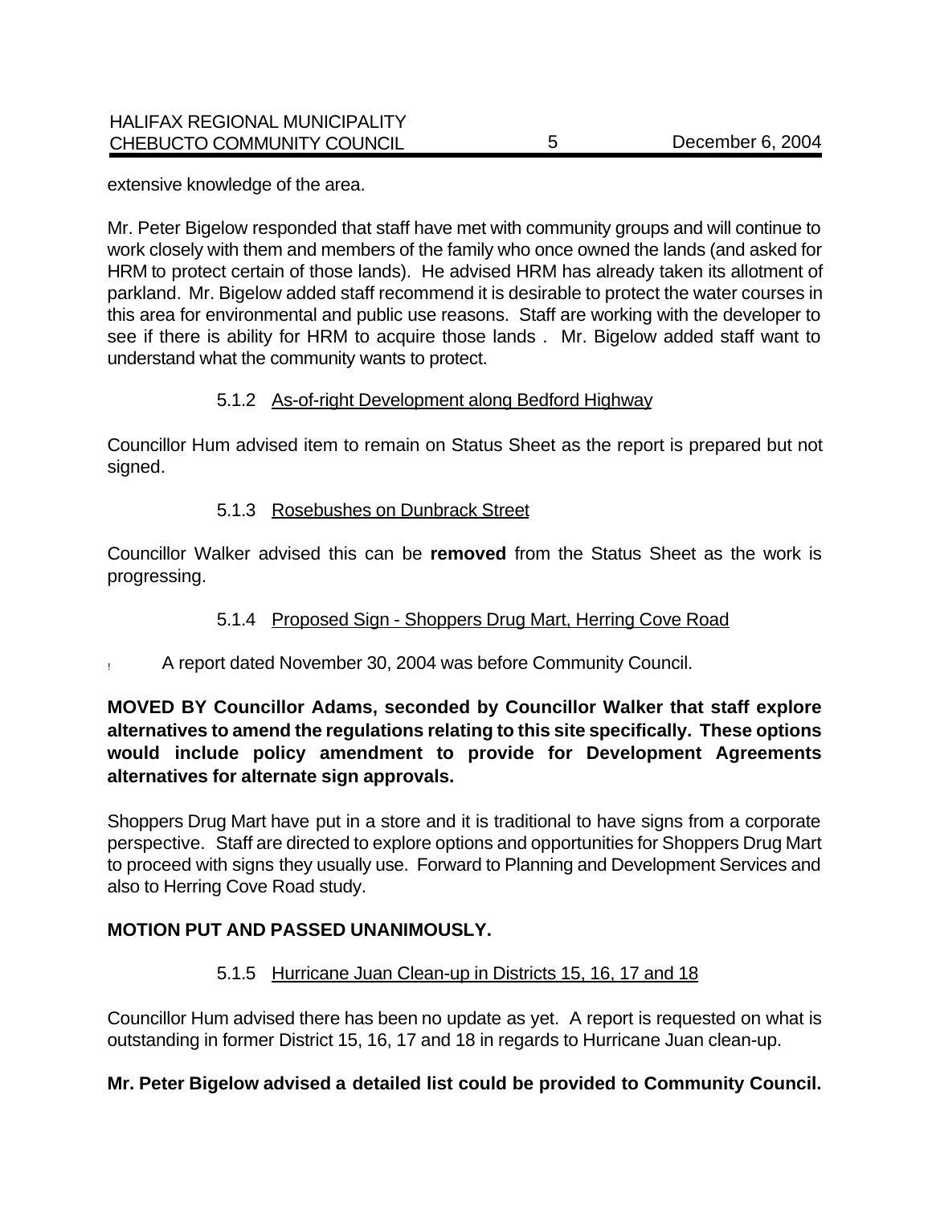extensive knowledge of the area.

Mr. Peter Bigelow responded that staff have met with community groups and will continue to work closely with them and members of the family who once owned the lands (and asked for HRM to protect certain of those lands). He advised HRM has already taken its allotment of parkland. Mr. Bigelow added staff recommend it is desirable to protect the water courses in this area for environmental and public use reasons. Staff are working with the developer to see if there is ability for HRM to acquire those lands . Mr. Bigelow added staff want to understand what the community wants to protect.

5.1.2 As-of-right Development along Bedford Highway

Councillor Hum advised item to remain on Status Sheet as the report is prepared but not signed.

5.1.3 Rosebushes on Dunbrack Street

Councillor Walker advised this can be **removed** from the Status Sheet as the work is progressing.

5.1.4 Proposed Sign - Shoppers Drug Mart, Herring Cove Road

- A report dated November 30, 2004 was before Community Council.

**MOVED BY Councillor Adams, seconded by Councillor Walker that staff explore alternatives to amend the regulations relating to this site specifically. These options would include policy amendment to provide for Development Agreements alternatives for alternate sign approvals.**

Shoppers Drug Mart have put in a store and it is traditional to have signs from a corporate perspective. Staff are directed to explore options and opportunities for Shoppers Drug Mart to proceed with signs they usually use. Forward to Planning and Development Services and also to Herring Cove Road study.

**MOTION PUT AND PASSED UNANIMOUSLY.**

5.1.5 Hurricane Juan Clean-up in Districts 15, 16, 17 and 18

Councillor Hum advised there has been no update as yet. A report is requested on what is outstanding in former District 15, 16, 17 and 18 in regards to Hurricane Juan clean-up.

**Mr. Peter Bigelow advised a detailed list could be provided to Community Council.**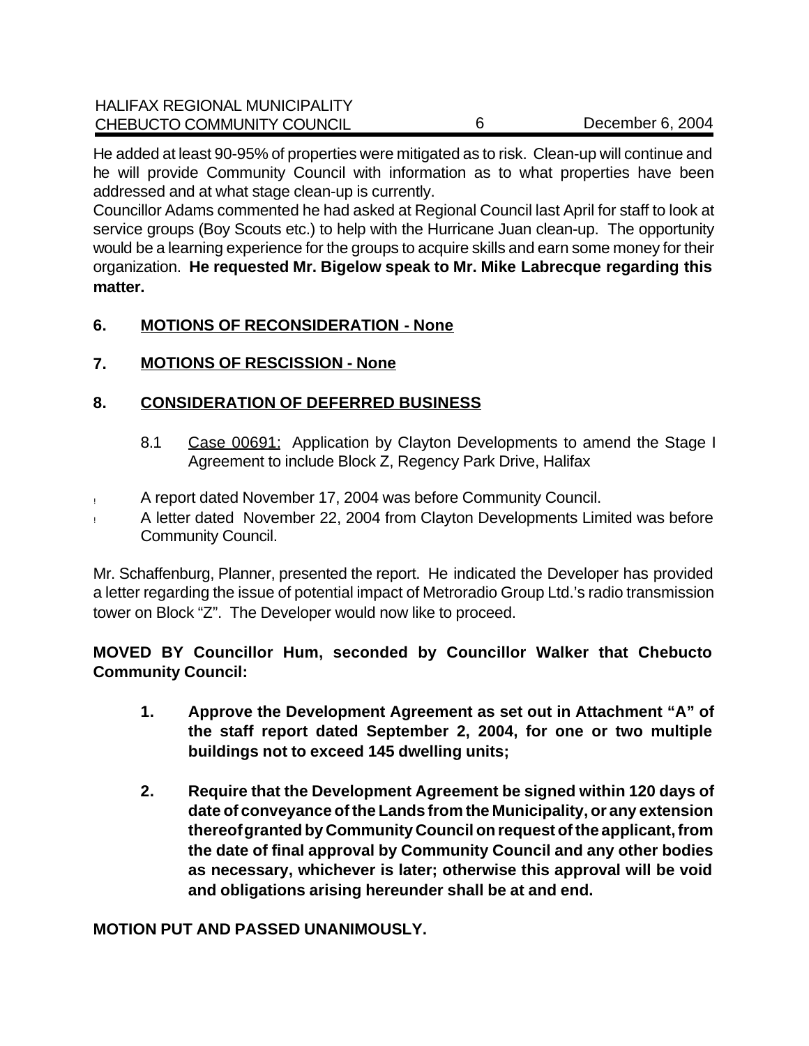He added at least 90-95% of properties were mitigated as to risk. Clean-up will continue and he will provide Community Council with information as to what properties have been addressed and at what stage clean-up is currently.

Councillor Adams commented he had asked at Regional Council last April for staff to look at service groups (Boy Scouts etc.) to help with the Hurricane Juan clean-up. The opportunity would be a learning experience for the groups to acquire skills and earn some money for their organization. **He requested Mr. Bigelow speak to Mr. Mike Labrecque regarding this matter.**

## 6. MOTIONS OF RECONSIDERATION - None

## 7. MOTIONS OF RESCISSION - None

## 8. CONSIDERATION OF DEFERRED BUSINESS

8.1 Case 00691: Application by Clayton Developments to amend the Stage I Agreement to include Block Z, Regency Park Drive, Halifax

- A report dated November 17, 2004 was before Community Council.
- A letter dated November 22, 2004 from Clayton Developments Limited was before Community Council.

Mr. Schaffenburg, Planner, presented the report. He indicated the Developer has provided a letter regarding the issue of potential impact of Metroradio Group Ltd.'s radio transmission tower on Block "Z". The Developer would now like to proceed.

**MOVED BY Councillor Hum, seconded by Councillor Walker that Chebucto Community Council:**

1. **Approve the Development Agreement as set out in Attachment "A" of the staff report dated September 2, 2004, for one or two multiple buildings not to exceed 145 dwelling units;**

2. **Require that the Development Agreement be signed within 120 days of date of conveyance of the Lands from the Municipality, or any extension thereof granted by Community Council on request of the applicant, from the date of final approval by Community Council and any other bodies as necessary, whichever is later; otherwise this approval will be void and obligations arising hereunder shall be at and end.**

**MOTION PUT AND PASSED UNANIMOUSLY.**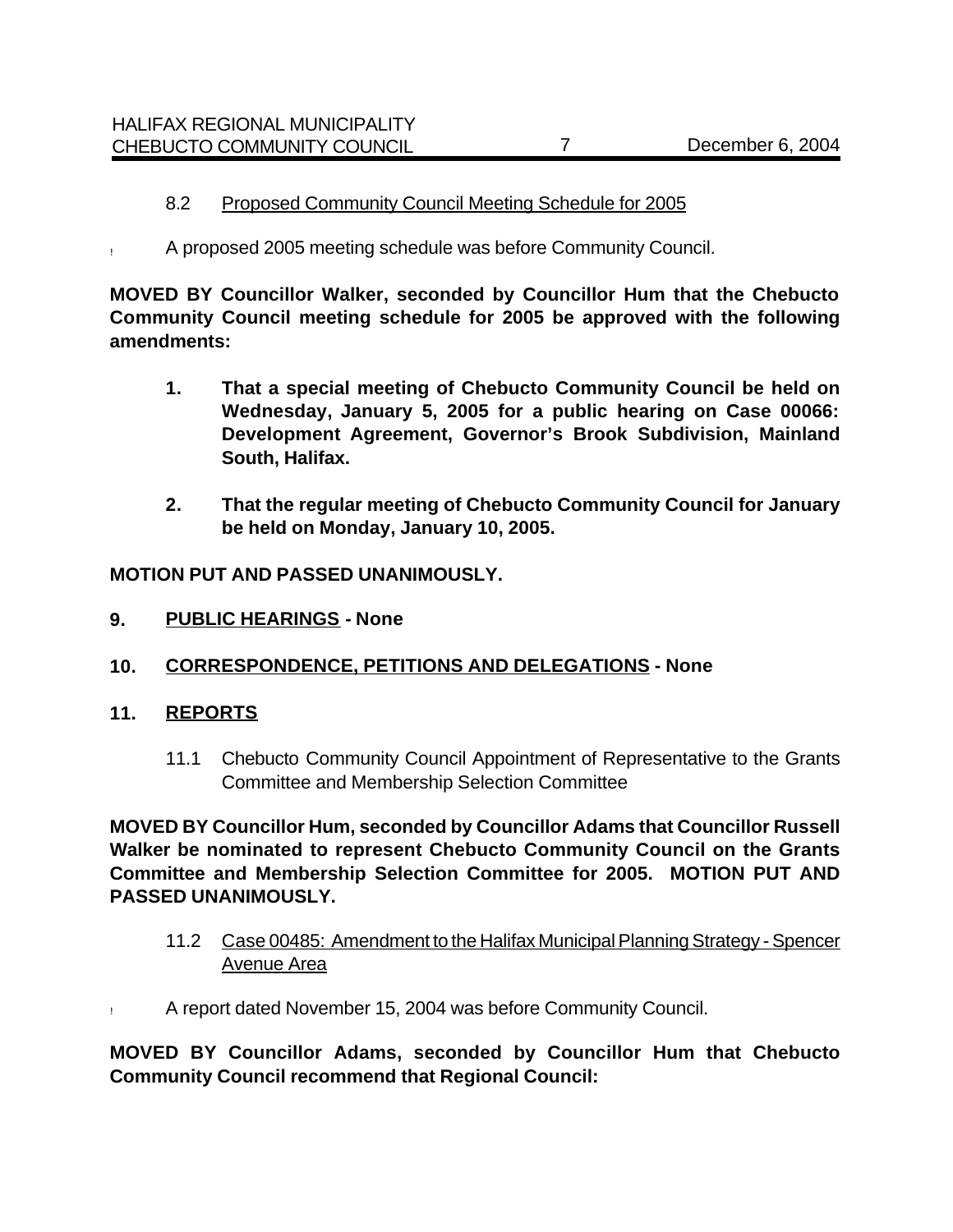8.2 Proposed Community Council Meeting Schedule for 2005

- A proposed 2005 meeting schedule was before Community Council.

**MOVED BY Councillor Walker, seconded by Councillor Hum that the Chebucto Community Council meeting schedule for 2005 be approved with the following amendments:**

1. **That a special meeting of Chebucto Community Council be held on Wednesday, January 5, 2005 for a public hearing on Case 00066: Development Agreement, Governor's Brook Subdivision, Mainland South, Halifax.**

2. **That the regular meeting of Chebucto Community Council for January be held on Monday, January 10, 2005.**

**MOTION PUT AND PASSED UNANIMOUSLY.**

## 9. PUBLIC HEARINGS - None

## 10. CORRESPONDENCE, PETITIONS AND DELEGATIONS - None

## 11. REPORTS

11.1 Chebucto Community Council Appointment of Representative to the Grants Committee and Membership Selection Committee

**MOVED BY Councillor Hum, seconded by Councillor Adams that Councillor Russell Walker be nominated to represent Chebucto Community Council on the Grants Committee and Membership Selection Committee for 2005. MOTION PUT AND PASSED UNANIMOUSLY.**

11.2 Case 00485: Amendment to the Halifax Municipal Planning Strategy - Spencer Avenue Area

- A report dated November 15, 2004 was before Community Council.

**MOVED BY Councillor Adams, seconded by Councillor Hum that Chebucto Community Council recommend that Regional Council:**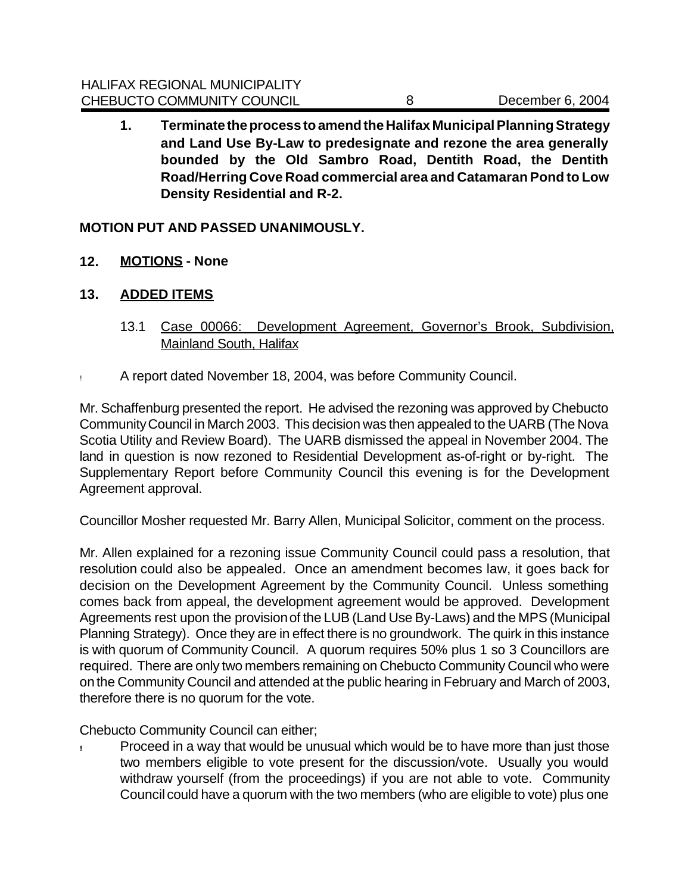**1. Terminate the process to amend the Halifax Municipal Planning Strategy and Land Use By-Law to predesignate and rezone the area generally bounded by the Old Sambro Road, Dentith Road, the Dentith Road/Herring Cove Road commercial area and Catamaran Pond to Low Density Residential and R-2.**

**MOTION PUT AND PASSED UNANIMOUSLY.**

## 12. MOTIONS - None

## 13. ADDED ITEMS

### 13.1 Case 00066: Development Agreement, Governor's Brook, Subdivision, Mainland South, Halifax

- A report dated November 18, 2004, was before Community Council.

Mr. Schaffenburg presented the report. He advised the rezoning was approved by Chebucto Community Council in March 2003. This decision was then appealed to the UARB (The Nova Scotia Utility and Review Board). The UARB dismissed the appeal in November 2004. The land in question is now rezoned to Residential Development as-of-right or by-right. The Supplementary Report before Community Council this evening is for the Development Agreement approval.

Councillor Mosher requested Mr. Barry Allen, Municipal Solicitor, comment on the process.

Mr. Allen explained for a rezoning issue Community Council could pass a resolution, that resolution could also be appealed. Once an amendment becomes law, it goes back for decision on the Development Agreement by the Community Council. Unless something comes back from appeal, the development agreement would be approved. Development Agreements rest upon the provision of the LUB (Land Use By-Laws) and the MPS (Municipal Planning Strategy). Once they are in effect there is no groundwork. The quirk in this instance is with quorum of Community Council. A quorum requires 50% plus 1 so 3 Councillors are required. There are only two members remaining on Chebucto Community Council who were on the Community Council and attended at the public hearing in February and March of 2003, therefore there is no quorum for the vote.

Chebucto Community Council can either;

- Proceed in a way that would be unusual which would be to have more than just those two members eligible to vote present for the discussion/vote. Usually you would withdraw yourself (from the proceedings) if you are not able to vote. Community Council could have a quorum with the two members (who are eligible to vote) plus one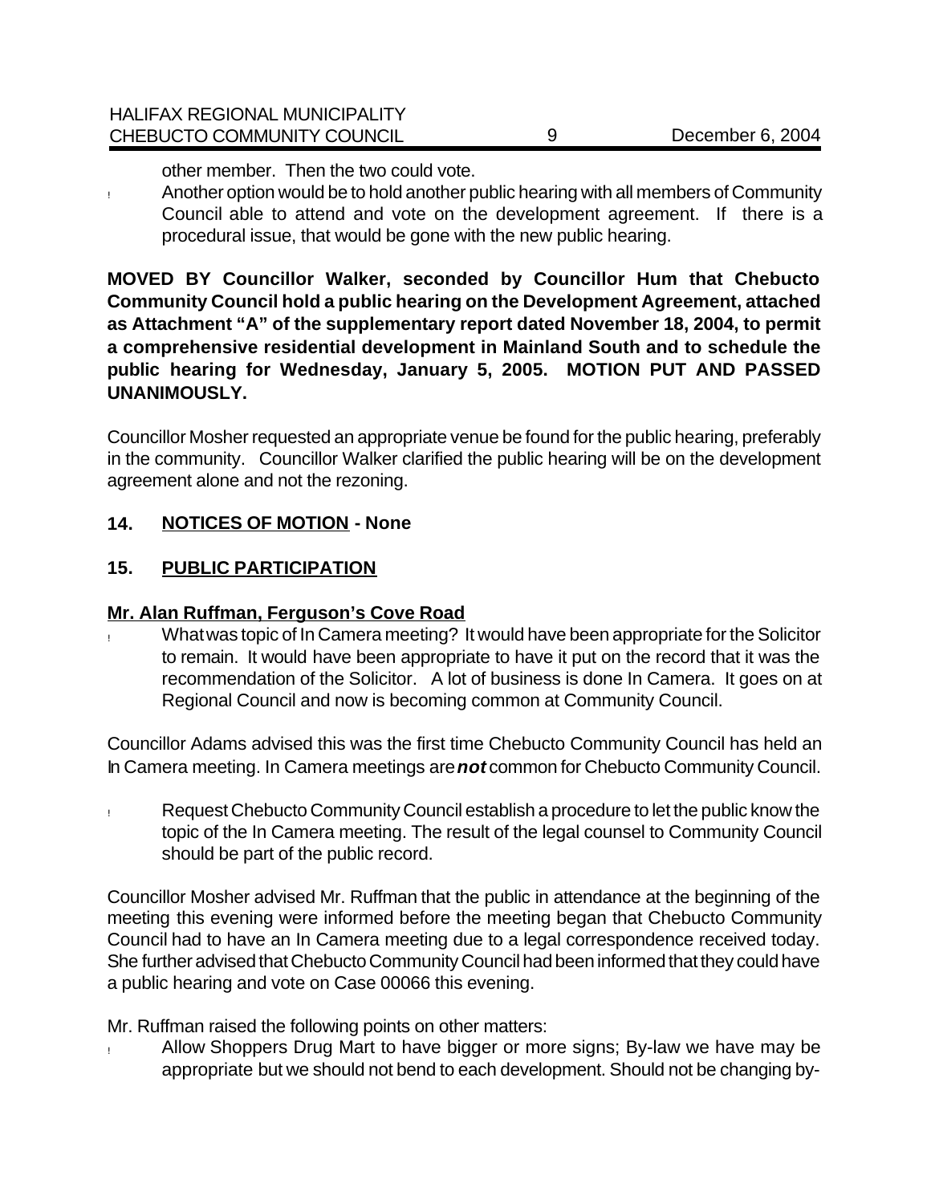other member. Then the two could vote.

- Another option would be to hold another public hearing with all members of Community Council able to attend and vote on the development agreement. If there is a procedural issue, that would be gone with the new public hearing.

**MOVED BY Councillor Walker, seconded by Councillor Hum that Chebucto Community Council hold a public hearing on the Development Agreement, attached as Attachment "A" of the supplementary report dated November 18, 2004, to permit a comprehensive residential development in Mainland South and to schedule the public hearing for Wednesday, January 5, 2005. MOTION PUT AND PASSED UNANIMOUSLY.**

Councillor Mosher requested an appropriate venue be found for the public hearing, preferably in the community. Councillor Walker clarified the public hearing will be on the development agreement alone and not the rezoning.

## 14. NOTICES OF MOTION - None

## 15. PUBLIC PARTICIPATION

### Mr. Alan Ruffman, Ferguson's Cove Road

- What was topic of In Camera meeting? It would have been appropriate for the Solicitor to remain. It would have been appropriate to have it put on the record that it was the recommendation of the Solicitor. A lot of business is done In Camera. It goes on at Regional Council and now is becoming common at Community Council.

Councillor Adams advised this was the first time Chebucto Community Council has held an In Camera meeting. In Camera meetings are ***not*** common for Chebucto Community Council.

- Request Chebucto Community Council establish a procedure to let the public know the topic of the In Camera meeting. The result of the legal counsel to Community Council should be part of the public record.

Councillor Mosher advised Mr. Ruffman that the public in attendance at the beginning of the meeting this evening were informed before the meeting began that Chebucto Community Council had to have an In Camera meeting due to a legal correspondence received today. She further advised that Chebucto Community Council had been informed that they could have a public hearing and vote on Case 00066 this evening.

Mr. Ruffman raised the following points on other matters:

- Allow Shoppers Drug Mart to have bigger or more signs; By-law we have may be appropriate but we should not bend to each development. Should not be changing by-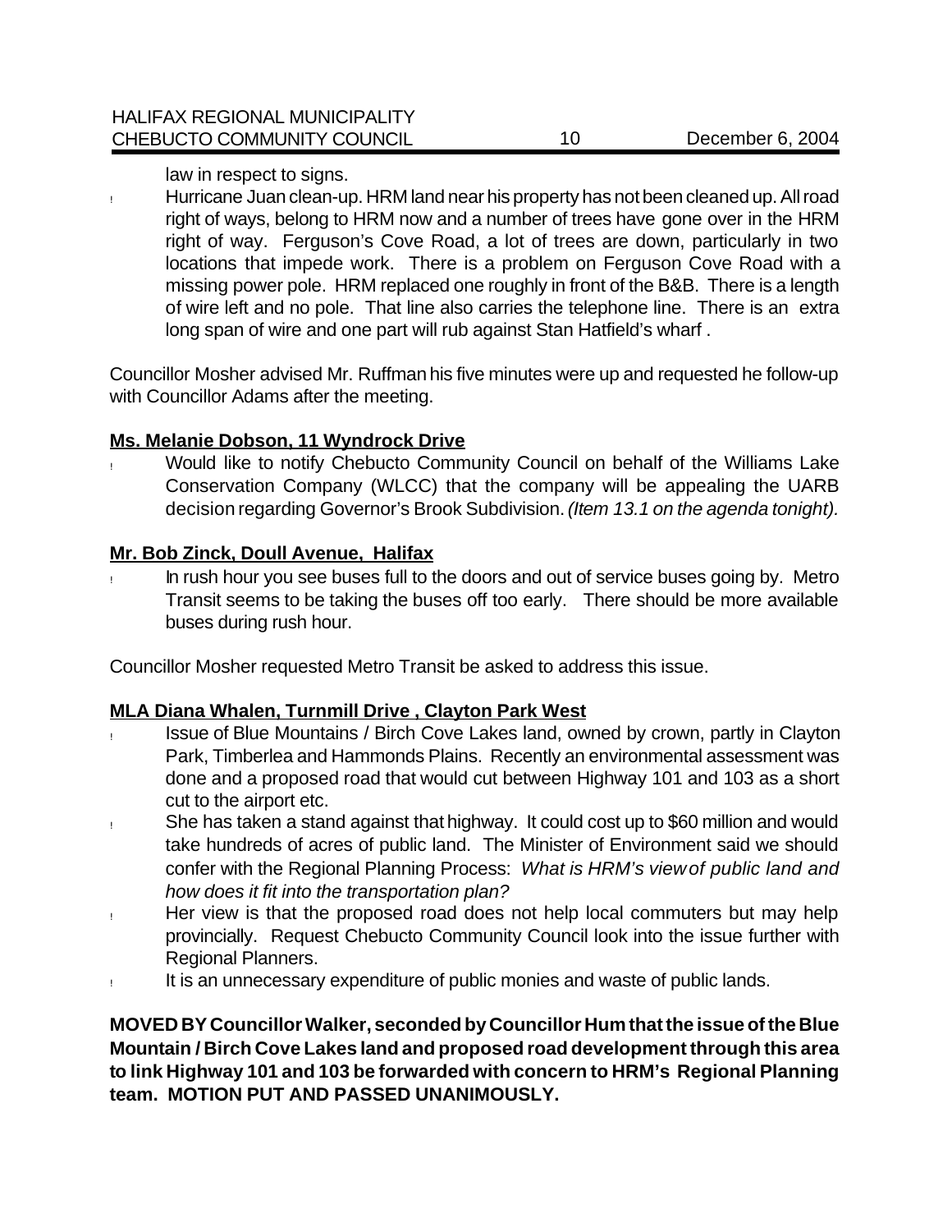law in respect to signs.

- Hurricane Juan clean-up. HRM land near his property has not been cleaned up. All road right of ways, belong to HRM now and a number of trees have gone over in the HRM right of way. Ferguson's Cove Road, a lot of trees are down, particularly in two locations that impede work. There is a problem on Ferguson Cove Road with a missing power pole. HRM replaced one roughly in front of the B&B. There is a length of wire left and no pole. That line also carries the telephone line. There is an extra long span of wire and one part will rub against Stan Hatfield's wharf .

Councillor Mosher advised Mr. Ruffman his five minutes were up and requested he follow-up with Councillor Adams after the meeting.

**Ms. Melanie Dobson, 11 Wyndrock Drive**

- Would like to notify Chebucto Community Council on behalf of the Williams Lake Conservation Company (WLCC) that the company will be appealing the UARB decision regarding Governor's Brook Subdivision. *(Item 13.1 on the agenda tonight).*

**Mr. Bob Zinck, Doull Avenue, Halifax**

- In rush hour you see buses full to the doors and out of service buses going by. Metro Transit seems to be taking the buses off too early. There should be more available buses during rush hour.

Councillor Mosher requested Metro Transit be asked to address this issue.

**MLA Diana Whalen, Turnmill Drive , Clayton Park West**

- Issue of Blue Mountains / Birch Cove Lakes land, owned by crown, partly in Clayton Park, Timberlea and Hammonds Plains. Recently an environmental assessment was done and a proposed road that would cut between Highway 101 and 103 as a short cut to the airport etc.
- She has taken a stand against that highway. It could cost up to $60 million and would take hundreds of acres of public land. The Minister of Environment said we should confer with the Regional Planning Process: *What is HRM's view of public land and how does it fit into the transportation plan?*
- Her view is that the proposed road does not help local commuters but may help provincially. Request Chebucto Community Council look into the issue further with Regional Planners.
- It is an unnecessary expenditure of public monies and waste of public lands.

**MOVED BY Councillor Walker, seconded by Councillor Hum that the issue of the Blue Mountain / Birch Cove Lakes land and proposed road development through this area to link Highway 101 and 103 be forwarded with concern to HRM's Regional Planning team. MOTION PUT AND PASSED UNANIMOUSLY.**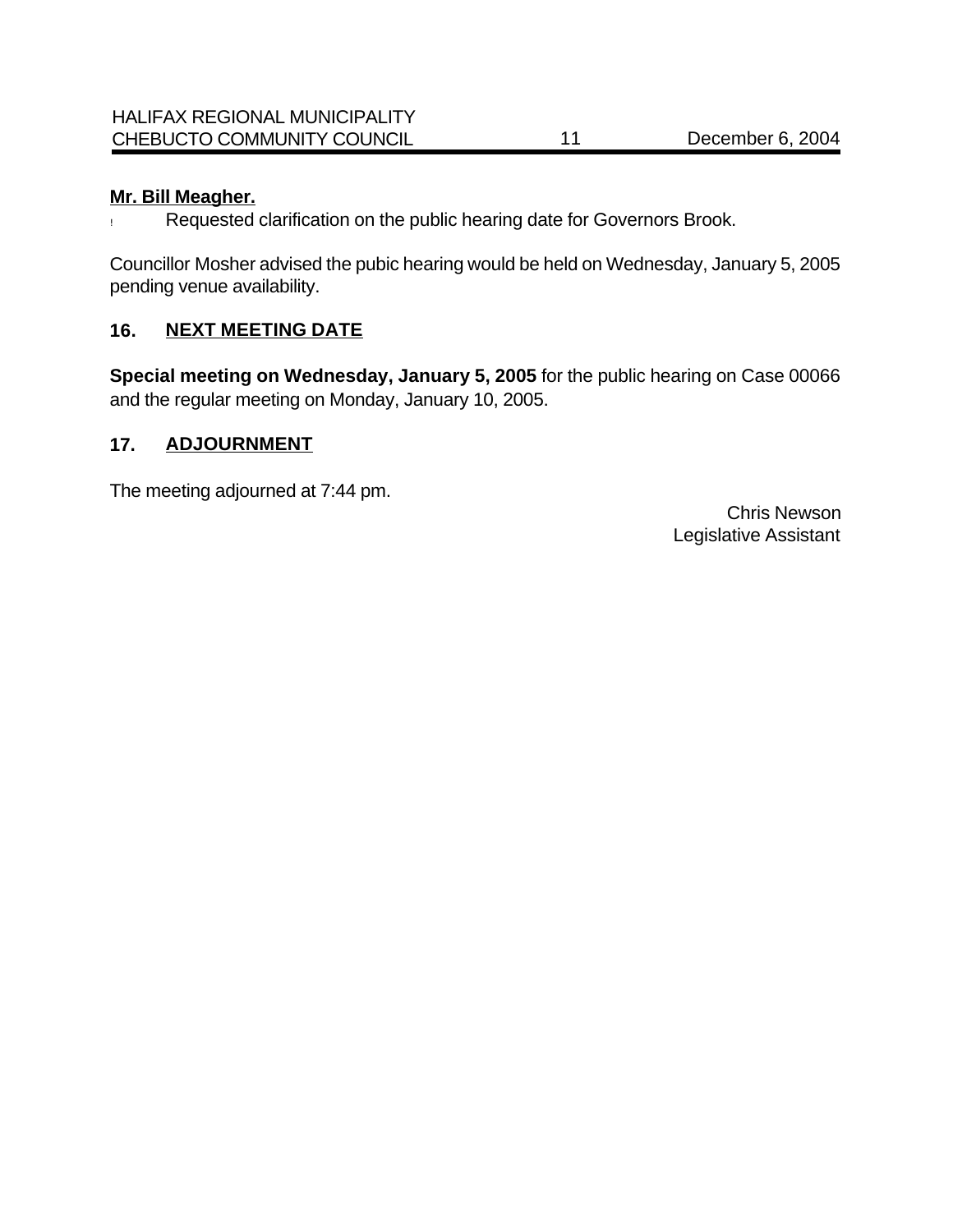**Mr. Bill Meagher.**

- Requested clarification on the public hearing date for Governors Brook.

Councillor Mosher advised the pubic hearing would be held on Wednesday, January 5, 2005 pending venue availability.

## 16. NEXT MEETING DATE

**Special meeting on Wednesday, January 5, 2005** for the public hearing on Case 00066 and the regular meeting on Monday, January 10, 2005.

## 17. ADJOURNMENT

The meeting adjourned at 7:44 pm.

Chris Newson
Legislative Assistant